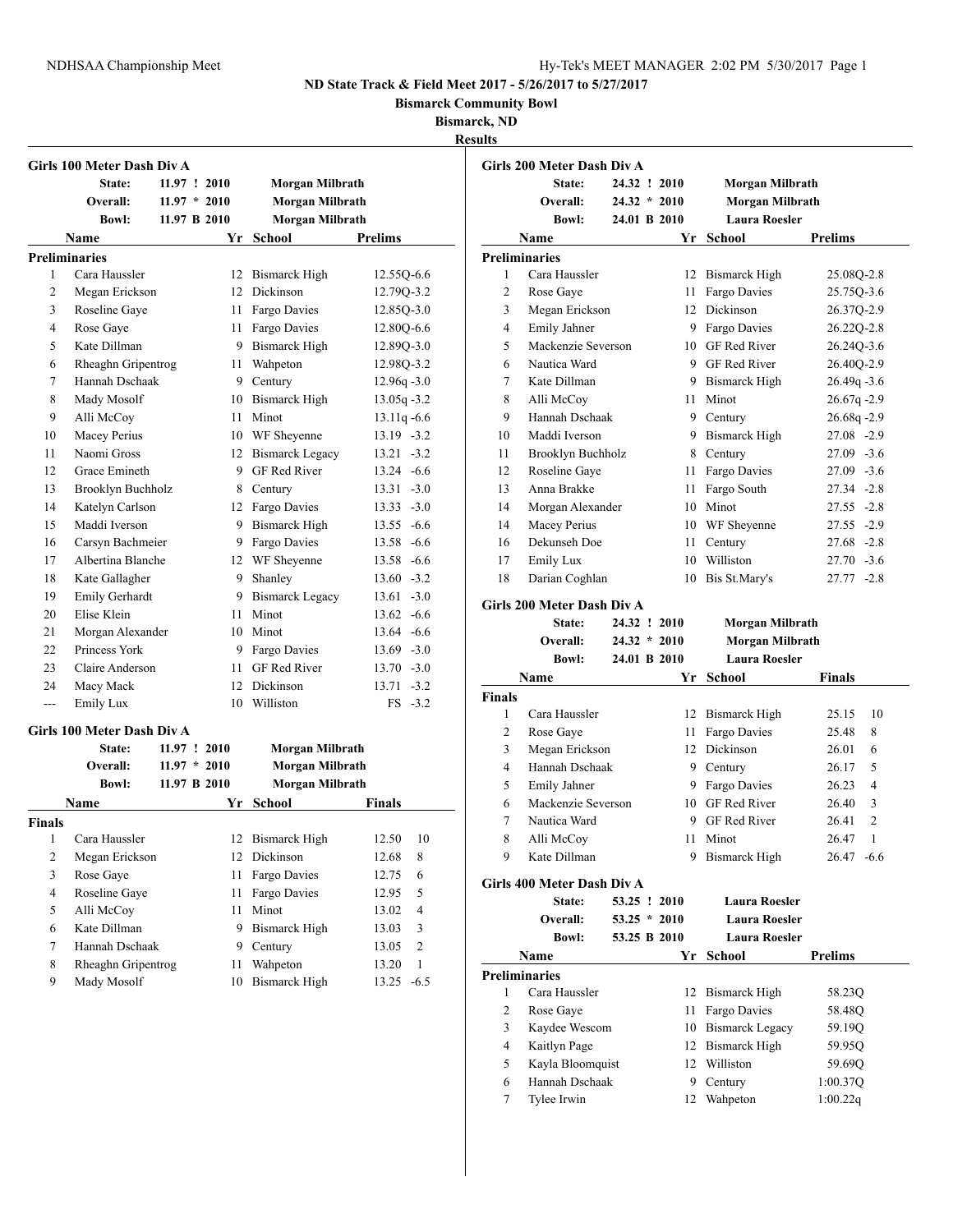**ND State Track & Field Meet 2017 - 5/26/2017 to 5/27/2017**

**Bismarck Community Bowl**

**Bismarck, ND**

**Results**

### Girls 100 Meter Dash Div A

| | | | |
|---|---|---|---|
| State: | 11.97 ! 2010 | Morgan Milbrath | |
| Overall: | 11.97 * 2010 | Morgan Milbrath | |
| Bowl: | 11.97 B 2010 | Morgan Milbrath | |

**Preliminaries**

| | Name | Yr | School | Prelims | |
|---|---|---|---|---|---|
| 1 | Cara Haussler | 12 | Bismarck High | 12.55Q | -6.6 |
| 2 | Megan Erickson | 12 | Dickinson | 12.79Q | -3.2 |
| 3 | Roseline Gaye | 11 | Fargo Davies | 12.85Q | -3.0 |
| 4 | Rose Gaye | 11 | Fargo Davies | 12.80Q | -6.6 |
| 5 | Kate Dillman | 9 | Bismarck High | 12.89Q | -3.0 |
| 6 | Rheaghn Gripentrog | 11 | Wahpeton | 12.98Q | -3.2 |
| 7 | Hannah Dschaak | 9 | Century | 12.96q | -3.0 |
| 8 | Mady Mosolf | 10 | Bismarck High | 13.05q | -3.2 |
| 9 | Alli McCoy | 11 | Minot | 13.11q | -6.6 |
| 10 | Macey Perius | 10 | WF Sheyenne | 13.19 | -3.2 |
| 11 | Naomi Gross | 12 | Bismarck Legacy | 13.21 | -3.2 |
| 12 | Grace Emineth | 9 | GF Red River | 13.24 | -6.6 |
| 13 | Brooklyn Buchholz | 8 | Century | 13.31 | -3.0 |
| 14 | Katelyn Carlson | 12 | Fargo Davies | 13.33 | -3.0 |
| 15 | Maddi Iverson | 9 | Bismarck High | 13.55 | -6.6 |
| 16 | Carsyn Bachmeier | 9 | Fargo Davies | 13.58 | -6.6 |
| 17 | Albertina Blanche | 12 | WF Sheyenne | 13.58 | -6.6 |
| 18 | Kate Gallagher | 9 | Shanley | 13.60 | -3.2 |
| 19 | Emily Gerhardt | 9 | Bismarck Legacy | 13.61 | -3.0 |
| 20 | Elise Klein | 11 | Minot | 13.62 | -6.6 |
| 21 | Morgan Alexander | 10 | Minot | 13.64 | -6.6 |
| 22 | Princess York | 9 | Fargo Davies | 13.69 | -3.0 |
| 23 | Claire Anderson | 11 | GF Red River | 13.70 | -3.0 |
| 24 | Macy Mack | 12 | Dickinson | 13.71 | -3.2 |
| --- | Emily Lux | 10 | Williston | FS | -3.2 |

### Girls 100 Meter Dash Div A

| | | | |
|---|---|---|---|
| State: | 11.97 ! 2010 | Morgan Milbrath | |
| Overall: | 11.97 * 2010 | Morgan Milbrath | |
| Bowl: | 11.97 B 2010 | Morgan Milbrath | |

**Finals**

| | Name | Yr | School | Finals | |
|---|---|---|---|---|---|
| 1 | Cara Haussler | 12 | Bismarck High | 12.50 | 10 |
| 2 | Megan Erickson | 12 | Dickinson | 12.68 | 8 |
| 3 | Rose Gaye | 11 | Fargo Davies | 12.75 | 6 |
| 4 | Roseline Gaye | 11 | Fargo Davies | 12.95 | 5 |
| 5 | Alli McCoy | 11 | Minot | 13.02 | 4 |
| 6 | Kate Dillman | 9 | Bismarck High | 13.03 | 3 |
| 7 | Hannah Dschaak | 9 | Century | 13.05 | 2 |
| 8 | Rheaghn Gripentrog | 11 | Wahpeton | 13.20 | 1 |
| 9 | Mady Mosolf | 10 | Bismarck High | 13.25 | -6.5 |

### Girls 200 Meter Dash Div A

| | | | |
|---|---|---|---|
| State: | 24.32 ! 2010 | Morgan Milbrath | |
| Overall: | 24.32 * 2010 | Morgan Milbrath | |
| Bowl: | 24.01 B 2010 | Laura Roesler | |

**Preliminaries**

| | Name | Yr | School | Prelims | |
|---|---|---|---|---|---|
| 1 | Cara Haussler | 12 | Bismarck High | 25.08Q | -2.8 |
| 2 | Rose Gaye | 11 | Fargo Davies | 25.75Q | -3.6 |
| 3 | Megan Erickson | 12 | Dickinson | 26.37Q | -2.9 |
| 4 | Emily Jahner | 9 | Fargo Davies | 26.22Q | -2.8 |
| 5 | Mackenzie Severson | 10 | GF Red River | 26.24Q | -3.6 |
| 6 | Nautica Ward | 9 | GF Red River | 26.40Q | -2.9 |
| 7 | Kate Dillman | 9 | Bismarck High | 26.49q | -3.6 |
| 8 | Alli McCoy | 11 | Minot | 26.67q | -2.9 |
| 9 | Hannah Dschaak | 9 | Century | 26.68q | -2.9 |
| 10 | Maddi Iverson | 9 | Bismarck High | 27.08 | -2.9 |
| 11 | Brooklyn Buchholz | 8 | Century | 27.09 | -3.6 |
| 12 | Roseline Gaye | 11 | Fargo Davies | 27.09 | -3.6 |
| 13 | Anna Brakke | 11 | Fargo South | 27.34 | -2.8 |
| 14 | Morgan Alexander | 10 | Minot | 27.55 | -2.8 |
| 14 | Macey Perius | 10 | WF Sheyenne | 27.55 | -2.9 |
| 16 | Dekunseh Doe | 11 | Century | 27.68 | -2.8 |
| 17 | Emily Lux | 10 | Williston | 27.70 | -3.6 |
| 18 | Darian Coghlan | 10 | Bis St.Mary's | 27.77 | -2.8 |

### Girls 200 Meter Dash Div A

| | | | |
|---|---|---|---|
| State: | 24.32 ! 2010 | Morgan Milbrath | |
| Overall: | 24.32 * 2010 | Morgan Milbrath | |
| Bowl: | 24.01 B 2010 | Laura Roesler | |

**Finals**

| | Name | Yr | School | Finals | |
|---|---|---|---|---|---|
| 1 | Cara Haussler | 12 | Bismarck High | 25.15 | 10 |
| 2 | Rose Gaye | 11 | Fargo Davies | 25.48 | 8 |
| 3 | Megan Erickson | 12 | Dickinson | 26.01 | 6 |
| 4 | Hannah Dschaak | 9 | Century | 26.17 | 5 |
| 5 | Emily Jahner | 9 | Fargo Davies | 26.23 | 4 |
| 6 | Mackenzie Severson | 10 | GF Red River | 26.40 | 3 |
| 7 | Nautica Ward | 9 | GF Red River | 26.41 | 2 |
| 8 | Alli McCoy | 11 | Minot | 26.47 | 1 |
| 9 | Kate Dillman | 9 | Bismarck High | 26.47 | -6.6 |

### Girls 400 Meter Dash Div A

| | | | |
|---|---|---|---|
| State: | 53.25 ! 2010 | Laura Roesler | |
| Overall: | 53.25 * 2010 | Laura Roesler | |
| Bowl: | 53.25 B 2010 | Laura Roesler | |

**Preliminaries**

| | Name | Yr | School | Prelims |
|---|---|---|---|---|
| 1 | Cara Haussler | 12 | Bismarck High | 58.23Q |
| 2 | Rose Gaye | 11 | Fargo Davies | 58.48Q |
| 3 | Kaydee Wescom | 10 | Bismarck Legacy | 59.19Q |
| 4 | Kaitlyn Page | 12 | Bismarck High | 59.95Q |
| 5 | Kayla Bloomquist | 12 | Williston | 59.69Q |
| 6 | Hannah Dschaak | 9 | Century | 1:00.37Q |
| 7 | Tylee Irwin | 12 | Wahpeton | 1:00.22q |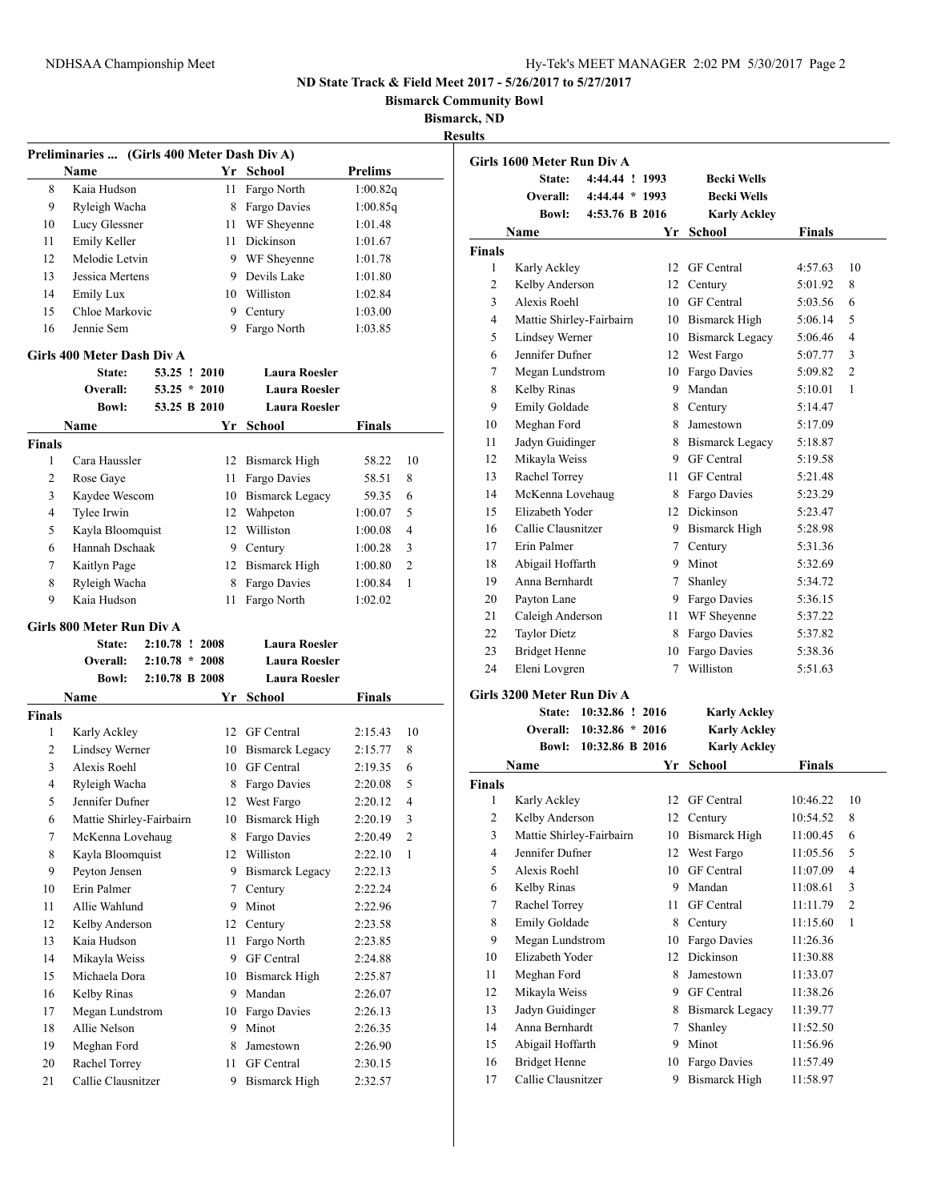NDHSAA Championship Meet

**ND State Track & Field Meet 2017 - 5/26/2017 to 5/27/2017**

**Bismarck Community Bowl**

**Bismarck, ND**

**Results**

### Preliminaries ... (Girls 400 Meter Dash Div A)

| | Name | Yr | School | Prelims |
|---|---|---|---|---|
| 8 | Kaia Hudson | 11 | Fargo North | 1:00.82q |
| 9 | Ryleigh Wacha | 8 | Fargo Davies | 1:00.85q |
| 10 | Lucy Glessner | 11 | WF Sheyenne | 1:01.48 |
| 11 | Emily Keller | 11 | Dickinson | 1:01.67 |
| 12 | Melodie Letvin | 9 | WF Sheyenne | 1:01.78 |
| 13 | Jessica Mertens | 9 | Devils Lake | 1:01.80 |
| 14 | Emily Lux | 10 | Williston | 1:02.84 |
| 15 | Chloe Markovic | 9 | Century | 1:03.00 |
| 16 | Jennie Sem | 9 | Fargo North | 1:03.85 |

### Girls 400 Meter Dash Div A

| | | | |
|---|---|---|---|
| State: | 53.25 ! | 2010 | Laura Roesler |
| Overall: | 53.25 * | 2010 | Laura Roesler |
| Bowl: | 53.25 B | 2010 | Laura Roesler |

**Finals**

| | Name | Yr | School | Finals | |
|---|---|---|---|---|---|
| 1 | Cara Haussler | 12 | Bismarck High | 58.22 | 10 |
| 2 | Rose Gaye | 11 | Fargo Davies | 58.51 | 8 |
| 3 | Kaydee Wescom | 10 | Bismarck Legacy | 59.35 | 6 |
| 4 | Tylee Irwin | 12 | Wahpeton | 1:00.07 | 5 |
| 5 | Kayla Bloomquist | 12 | Williston | 1:00.08 | 4 |
| 6 | Hannah Dschaak | 9 | Century | 1:00.28 | 3 |
| 7 | Kaitlyn Page | 12 | Bismarck High | 1:00.80 | 2 |
| 8 | Ryleigh Wacha | 8 | Fargo Davies | 1:00.84 | 1 |
| 9 | Kaia Hudson | 11 | Fargo North | 1:02.02 | |

### Girls 800 Meter Run Div A

| | | | |
|---|---|---|---|
| State: | 2:10.78 ! | 2008 | Laura Roesler |
| Overall: | 2:10.78 * | 2008 | Laura Roesler |
| Bowl: | 2:10.78 B | 2008 | Laura Roesler |

**Finals**

| | Name | Yr | School | Finals | |
|---|---|---|---|---|---|
| 1 | Karly Ackley | 12 | GF Central | 2:15.43 | 10 |
| 2 | Lindsey Werner | 10 | Bismarck Legacy | 2:15.77 | 8 |
| 3 | Alexis Roehl | 10 | GF Central | 2:19.35 | 6 |
| 4 | Ryleigh Wacha | 8 | Fargo Davies | 2:20.08 | 5 |
| 5 | Jennifer Dufner | 12 | West Fargo | 2:20.12 | 4 |
| 6 | Mattie Shirley-Fairbairn | 10 | Bismarck High | 2:20.19 | 3 |
| 7 | McKenna Lovehaug | 8 | Fargo Davies | 2:20.49 | 2 |
| 8 | Kayla Bloomquist | 12 | Williston | 2:22.10 | 1 |
| 9 | Peyton Jensen | 9 | Bismarck Legacy | 2:22.13 | |
| 10 | Erin Palmer | 7 | Century | 2:22.24 | |
| 11 | Allie Wahlund | 9 | Minot | 2:22.96 | |
| 12 | Kelby Anderson | 12 | Century | 2:23.58 | |
| 13 | Kaia Hudson | 11 | Fargo North | 2:23.85 | |
| 14 | Mikayla Weiss | 9 | GF Central | 2:24.88 | |
| 15 | Michaela Dora | 10 | Bismarck High | 2:25.87 | |
| 16 | Kelby Rinas | 9 | Mandan | 2:26.07 | |
| 17 | Megan Lundstrom | 10 | Fargo Davies | 2:26.13 | |
| 18 | Allie Nelson | 9 | Minot | 2:26.35 | |
| 19 | Meghan Ford | 8 | Jamestown | 2:26.90 | |
| 20 | Rachel Torrey | 11 | GF Central | 2:30.15 | |
| 21 | Callie Clausnitzer | 9 | Bismarck High | 2:32.57 | |

### Girls 1600 Meter Run Div A

| | | | |
|---|---|---|---|
| State: | 4:44.44 ! | 1993 | Becki Wells |
| Overall: | 4:44.44 * | 1993 | Becki Wells |
| Bowl: | 4:53.76 B | 2016 | Karly Ackley |

**Finals**

| | Name | Yr | School | Finals | |
|---|---|---|---|---|---|
| 1 | Karly Ackley | 12 | GF Central | 4:57.63 | 10 |
| 2 | Kelby Anderson | 12 | Century | 5:01.92 | 8 |
| 3 | Alexis Roehl | 10 | GF Central | 5:03.56 | 6 |
| 4 | Mattie Shirley-Fairbairn | 10 | Bismarck High | 5:06.14 | 5 |
| 5 | Lindsey Werner | 10 | Bismarck Legacy | 5:06.46 | 4 |
| 6 | Jennifer Dufner | 12 | West Fargo | 5:07.77 | 3 |
| 7 | Megan Lundstrom | 10 | Fargo Davies | 5:09.82 | 2 |
| 8 | Kelby Rinas | 9 | Mandan | 5:10.01 | 1 |
| 9 | Emily Goldade | 8 | Century | 5:14.47 | |
| 10 | Meghan Ford | 8 | Jamestown | 5:17.09 | |
| 11 | Jadyn Guidinger | 8 | Bismarck Legacy | 5:18.87 | |
| 12 | Mikayla Weiss | 9 | GF Central | 5:19.58 | |
| 13 | Rachel Torrey | 11 | GF Central | 5:21.48 | |
| 14 | McKenna Lovehaug | 8 | Fargo Davies | 5:23.29 | |
| 15 | Elizabeth Yoder | 12 | Dickinson | 5:23.47 | |
| 16 | Callie Clausnitzer | 9 | Bismarck High | 5:28.98 | |
| 17 | Erin Palmer | 7 | Century | 5:31.36 | |
| 18 | Abigail Hoffarth | 9 | Minot | 5:32.69 | |
| 19 | Anna Bernhardt | 7 | Shanley | 5:34.72 | |
| 20 | Payton Lane | 9 | Fargo Davies | 5:36.15 | |
| 21 | Caleigh Anderson | 11 | WF Sheyenne | 5:37.22 | |
| 22 | Taylor Dietz | 8 | Fargo Davies | 5:37.82 | |
| 23 | Bridget Henne | 10 | Fargo Davies | 5:38.36 | |
| 24 | Eleni Lovgren | 7 | Williston | 5:51.63 | |

### Girls 3200 Meter Run Div A

| | | | |
|---|---|---|---|
| State: | 10:32.86 ! | 2016 | Karly Ackley |
| Overall: | 10:32.86 * | 2016 | Karly Ackley |
| Bowl: | 10:32.86 B | 2016 | Karly Ackley |

**Finals**

| | Name | Yr | School | Finals | |
|---|---|---|---|---|---|
| 1 | Karly Ackley | 12 | GF Central | 10:46.22 | 10 |
| 2 | Kelby Anderson | 12 | Century | 10:54.52 | 8 |
| 3 | Mattie Shirley-Fairbairn | 10 | Bismarck High | 11:00.45 | 6 |
| 4 | Jennifer Dufner | 12 | West Fargo | 11:05.56 | 5 |
| 5 | Alexis Roehl | 10 | GF Central | 11:07.09 | 4 |
| 6 | Kelby Rinas | 9 | Mandan | 11:08.61 | 3 |
| 7 | Rachel Torrey | 11 | GF Central | 11:11.79 | 2 |
| 8 | Emily Goldade | 8 | Century | 11:15.60 | 1 |
| 9 | Megan Lundstrom | 10 | Fargo Davies | 11:26.36 | |
| 10 | Elizabeth Yoder | 12 | Dickinson | 11:30.88 | |
| 11 | Meghan Ford | 8 | Jamestown | 11:33.07 | |
| 12 | Mikayla Weiss | 9 | GF Central | 11:38.26 | |
| 13 | Jadyn Guidinger | 8 | Bismarck Legacy | 11:39.77 | |
| 14 | Anna Bernhardt | 7 | Shanley | 11:52.50 | |
| 15 | Abigail Hoffarth | 9 | Minot | 11:56.96 | |
| 16 | Bridget Henne | 10 | Fargo Davies | 11:57.49 | |
| 17 | Callie Clausnitzer | 9 | Bismarck High | 11:58.97 | |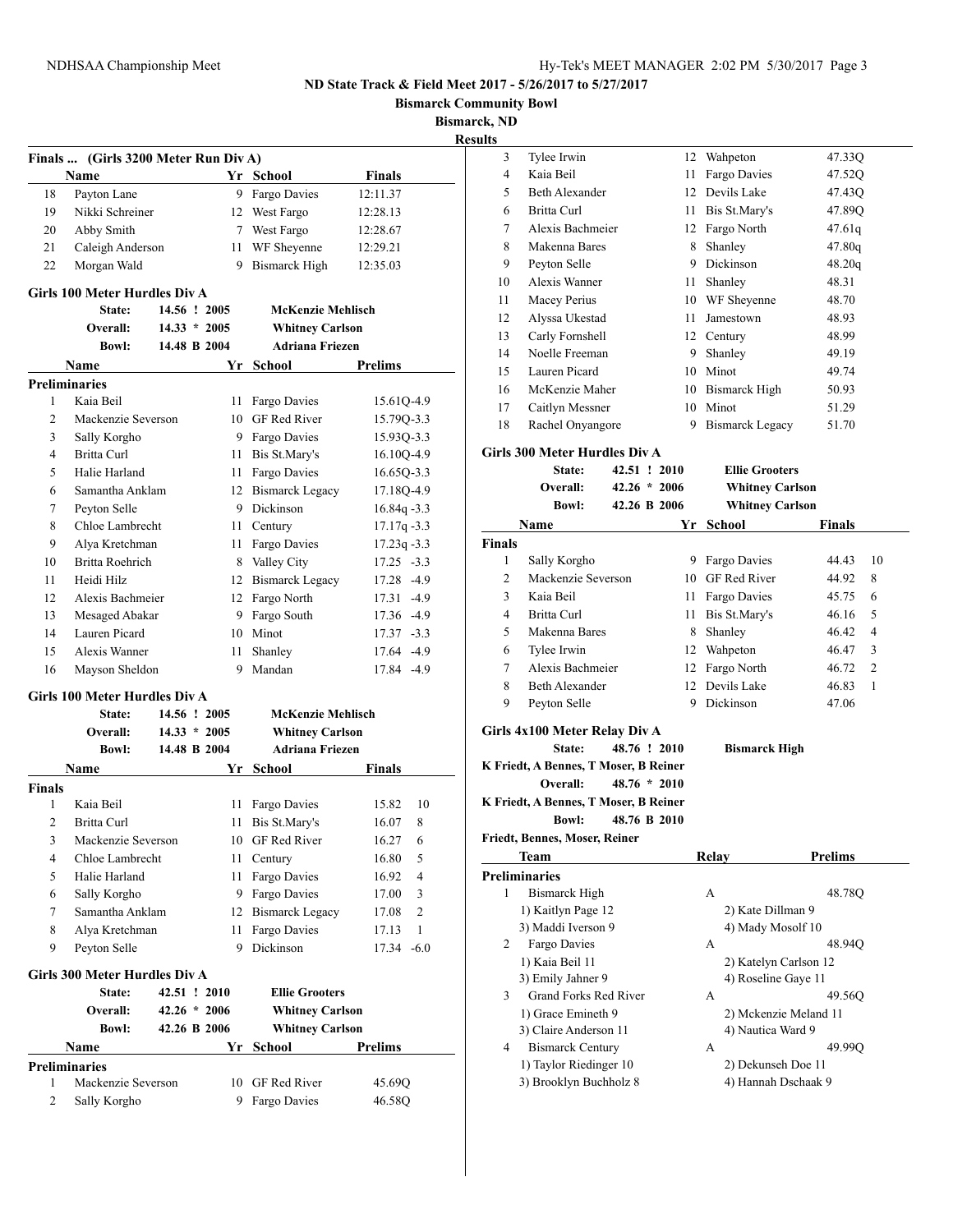## ND State Track & Field Meet 2017 - 5/26/2017 to 5/27/2017

**Bismarck Community Bowl**

**Bismarck, ND**

**Results**

### Finals ... (Girls 3200 Meter Run Div A)

| | Name | Yr | School | Finals |
|---|---|---|---|---|
| 18 | Payton Lane | 9 | Fargo Davies | 12:11.37 |
| 19 | Nikki Schreiner | 12 | West Fargo | 12:28.13 |
| 20 | Abby Smith | 7 | West Fargo | 12:28.67 |
| 21 | Caleigh Anderson | 11 | WF Sheyenne | 12:29.21 |
| 22 | Morgan Wald | 9 | Bismarck High | 12:35.03 |

### Girls 100 Meter Hurdles Div A

| | | | |
|---|---|---|---|
| State: | 14.56 ! | 2005 | McKenzie Mehlisch |
| Overall: | 14.33 * | 2005 | Whitney Carlson |
| Bowl: | 14.48 B | 2004 | Adriana Friezen |

**Preliminaries**

| | Name | Yr | School | Prelims | Wind |
|---|---|---|---|---|---|
| 1 | Kaia Beil | 11 | Fargo Davies | 15.61Q | -4.9 |
| 2 | Mackenzie Severson | 10 | GF Red River | 15.79Q | -3.3 |
| 3 | Sally Korgho | 9 | Fargo Davies | 15.93Q | -3.3 |
| 4 | Britta Curl | 11 | Bis St.Mary's | 16.10Q | -4.9 |
| 5 | Halie Harland | 11 | Fargo Davies | 16.65Q | -3.3 |
| 6 | Samantha Anklam | 12 | Bismarck Legacy | 17.18Q | -4.9 |
| 7 | Peyton Selle | 9 | Dickinson | 16.84q | -3.3 |
| 8 | Chloe Lambrecht | 11 | Century | 17.17q | -3.3 |
| 9 | Alya Kretchman | 11 | Fargo Davies | 17.23q | -3.3 |
| 10 | Britta Roehrich | 8 | Valley City | 17.25 | -3.3 |
| 11 | Heidi Hilz | 12 | Bismarck Legacy | 17.28 | -4.9 |
| 12 | Alexis Bachmeier | 12 | Fargo North | 17.31 | -4.9 |
| 13 | Mesaged Abakar | 9 | Fargo South | 17.36 | -4.9 |
| 14 | Lauren Picard | 10 | Minot | 17.37 | -3.3 |
| 15 | Alexis Wanner | 11 | Shanley | 17.64 | -4.9 |
| 16 | Mayson Sheldon | 9 | Mandan | 17.84 | -4.9 |

### Girls 100 Meter Hurdles Div A

| | | | |
|---|---|---|---|
| State: | 14.56 ! | 2005 | McKenzie Mehlisch |
| Overall: | 14.33 * | 2005 | Whitney Carlson |
| Bowl: | 14.48 B | 2004 | Adriana Friezen |

**Finals**

| | Name | Yr | School | Finals | Points |
|---|---|---|---|---|---|
| 1 | Kaia Beil | 11 | Fargo Davies | 15.82 | 10 |
| 2 | Britta Curl | 11 | Bis St.Mary's | 16.07 | 8 |
| 3 | Mackenzie Severson | 10 | GF Red River | 16.27 | 6 |
| 4 | Chloe Lambrecht | 11 | Century | 16.80 | 5 |
| 5 | Halie Harland | 11 | Fargo Davies | 16.92 | 4 |
| 6 | Sally Korgho | 9 | Fargo Davies | 17.00 | 3 |
| 7 | Samantha Anklam | 12 | Bismarck Legacy | 17.08 | 2 |
| 8 | Alya Kretchman | 11 | Fargo Davies | 17.13 | 1 |
| 9 | Peyton Selle | 9 | Dickinson | 17.34 | -6.0 |

### Girls 300 Meter Hurdles Div A

| | | | |
|---|---|---|---|
| State: | 42.51 ! | 2010 | Ellie Grooters |
| Overall: | 42.26 * | 2006 | Whitney Carlson |
| Bowl: | 42.26 B | 2006 | Whitney Carlson |

**Preliminaries**

| | Name | Yr | School | Prelims |
|---|---|---|---|---|
| 1 | Mackenzie Severson | 10 | GF Red River | 45.69Q |
| 2 | Sally Korgho | 9 | Fargo Davies | 46.58Q |
| 3 | Tylee Irwin | 12 | Wahpeton | 47.33Q |
| 4 | Kaia Beil | 11 | Fargo Davies | 47.52Q |
| 5 | Beth Alexander | 12 | Devils Lake | 47.43Q |
| 6 | Britta Curl | 11 | Bis St.Mary's | 47.89Q |
| 7 | Alexis Bachmeier | 12 | Fargo North | 47.61q |
| 8 | Makenna Bares | 8 | Shanley | 47.80q |
| 9 | Peyton Selle | 9 | Dickinson | 48.20q |
| 10 | Alexis Wanner | 11 | Shanley | 48.31 |
| 11 | Macey Perius | 10 | WF Sheyenne | 48.70 |
| 12 | Alyssa Ukestad | 11 | Jamestown | 48.93 |
| 13 | Carly Fornshell | 12 | Century | 48.99 |
| 14 | Noelle Freeman | 9 | Shanley | 49.19 |
| 15 | Lauren Picard | 10 | Minot | 49.74 |
| 16 | McKenzie Maher | 10 | Bismarck High | 50.93 |
| 17 | Caitlyn Messner | 10 | Minot | 51.29 |
| 18 | Rachel Onyangore | 9 | Bismarck Legacy | 51.70 |

### Girls 300 Meter Hurdles Div A

| | | | |
|---|---|---|---|
| State: | 42.51 ! | 2010 | Ellie Grooters |
| Overall: | 42.26 * | 2006 | Whitney Carlson |
| Bowl: | 42.26 B | 2006 | Whitney Carlson |

**Finals**

| | Name | Yr | School | Finals | Points |
|---|---|---|---|---|---|
| 1 | Sally Korgho | 9 | Fargo Davies | 44.43 | 10 |
| 2 | Mackenzie Severson | 10 | GF Red River | 44.92 | 8 |
| 3 | Kaia Beil | 11 | Fargo Davies | 45.75 | 6 |
| 4 | Britta Curl | 11 | Bis St.Mary's | 46.16 | 5 |
| 5 | Makenna Bares | 8 | Shanley | 46.42 | 4 |
| 6 | Tylee Irwin | 12 | Wahpeton | 46.47 | 3 |
| 7 | Alexis Bachmeier | 12 | Fargo North | 46.72 | 2 |
| 8 | Beth Alexander | 12 | Devils Lake | 46.83 | 1 |
| 9 | Peyton Selle | 9 | Dickinson | 47.06 | |

### Girls 4x100 Meter Relay Div A

| | | | |
|---|---|---|---|
| State: | 48.76 ! | 2010 | Bismarck High |

K Friedt, A Bennes, T Moser, B Reiner

| | | |
|---|---|---|
| Overall: | 48.76 * | 2010 |

K Friedt, A Bennes, T Moser, B Reiner

| | | |
|---|---|---|
| Bowl: | 48.76 B | 2010 |

Friedt, Bennes, Moser, Reiner

**Preliminaries**

| | Team | Relay | Prelims |
|---|---|---|---|
| 1 | Bismarck High | A | 48.78Q |
| | 1) Kaitlyn Page 12 | 2) Kate Dillman 9 | |
| | 3) Maddi Iverson 9 | 4) Mady Mosolf 10 | |
| 2 | Fargo Davies | A | 48.94Q |
| | 1) Kaia Beil 11 | 2) Katelyn Carlson 12 | |
| | 3) Emily Jahner 9 | 4) Roseline Gaye 11 | |
| 3 | Grand Forks Red River | A | 49.56Q |
| | 1) Grace Emineth 9 | 2) Mckenzie Meland 11 | |
| | 3) Claire Anderson 11 | 4) Nautica Ward 9 | |
| 4 | Bismarck Century | A | 49.99Q |
| | 1) Taylor Riedinger 10 | 2) Dekunseh Doe 11 | |
| | 3) Brooklyn Buchholz 8 | 4) Hannah Dschaak 9 | |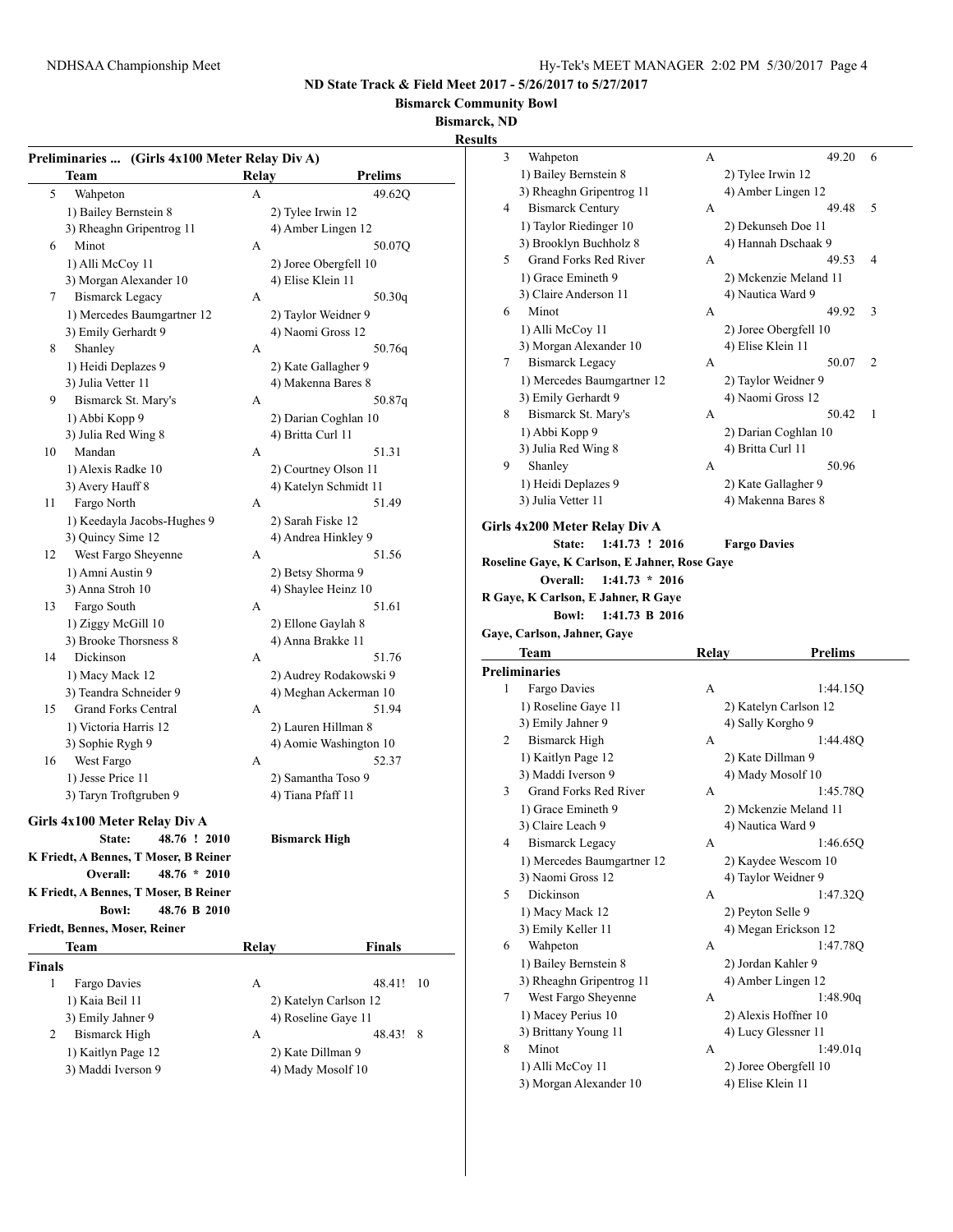ND State Track & Field Meet 2017 - 5/26/2017 to 5/27/2017

Bismarck Community Bowl

Bismarck, ND

Results

## Preliminaries ... (Girls 4x100 Meter Relay Div A)

| | Team | Relay | Prelims |
|---|---|---|---|
| 5 | Wahpeton | A | 49.62Q |
| | 1) Bailey Bernstein 8 | 2) Tylee Irwin 12 | |
| | 3) Rheaghn Gripentrog 11 | 4) Amber Lingen 12 | |
| 6 | Minot | A | 50.07Q |
| | 1) Alli McCoy 11 | 2) Joree Obergfell 10 | |
| | 3) Morgan Alexander 10 | 4) Elise Klein 11 | |
| 7 | Bismarck Legacy | A | 50.30q |
| | 1) Mercedes Baumgartner 12 | 2) Taylor Weidner 9 | |
| | 3) Emily Gerhardt 9 | 4) Naomi Gross 12 | |
| 8 | Shanley | A | 50.76q |
| | 1) Heidi Deplazes 9 | 2) Kate Gallagher 9 | |
| | 3) Julia Vetter 11 | 4) Makenna Bares 8 | |
| 9 | Bismarck St. Mary's | A | 50.87q |
| | 1) Abbi Kopp 9 | 2) Darian Coghlan 10 | |
| | 3) Julia Red Wing 8 | 4) Britta Curl 11 | |
| 10 | Mandan | A | 51.31 |
| | 1) Alexis Radke 10 | 2) Courtney Olson 11 | |
| | 3) Avery Hauff 8 | 4) Katelyn Schmidt 11 | |
| 11 | Fargo North | A | 51.49 |
| | 1) Keedayla Jacobs-Hughes 9 | 2) Sarah Fiske 12 | |
| | 3) Quincy Sime 12 | 4) Andrea Hinkley 9 | |
| 12 | West Fargo Sheyenne | A | 51.56 |
| | 1) Amni Austin 9 | 2) Betsy Shorma 9 | |
| | 3) Anna Stroh 10 | 4) Shaylee Heinz 10 | |
| 13 | Fargo South | A | 51.61 |
| | 1) Ziggy McGill 10 | 2) Ellone Gaylah 8 | |
| | 3) Brooke Thorsness 8 | 4) Anna Brakke 11 | |
| 14 | Dickinson | A | 51.76 |
| | 1) Macy Mack 12 | 2) Audrey Rodakowski 9 | |
| | 3) Teandra Schneider 9 | 4) Meghan Ackerman 10 | |
| 15 | Grand Forks Central | A | 51.94 |
| | 1) Victoria Harris 12 | 2) Lauren Hillman 8 | |
| | 3) Sophie Rygh 9 | 4) Aomie Washington 10 | |
| 16 | West Fargo | A | 52.37 |
| | 1) Jesse Price 11 | 2) Samantha Toso 9 | |
| | 3) Taryn Troftgruben 9 | 4) Tiana Pfaff 11 | |

## Girls 4x100 Meter Relay Div A

**State:** 48.76 ! 2010 **Bismarck High**
K Friedt, A Bennes, T Moser, B Reiner
**Overall:** 48.76 * 2010
K Friedt, A Bennes, T Moser, B Reiner
**Bowl:** 48.76 B 2010
Friedt, Bennes, Moser, Reiner

| | Team | Relay | Finals | Points |
|---|---|---|---|---|
| **Finals** | | | | |
| 1 | Fargo Davies | A | 48.41! | 10 |
| | 1) Kaia Beil 11 | 2) Katelyn Carlson 12 | | |
| | 3) Emily Jahner 9 | 4) Roseline Gaye 11 | | |
| 2 | Bismarck High | A | 48.43! | 8 |
| | 1) Kaitlyn Page 12 | 2) Kate Dillman 9 | | |
| | 3) Maddi Iverson 9 | 4) Mady Mosolf 10 | | |
| 3 | Wahpeton | A | 49.20 | 6 |
| | 1) Bailey Bernstein 8 | 2) Tylee Irwin 12 | | |
| | 3) Rheaghn Gripentrog 11 | 4) Amber Lingen 12 | | |
| 4 | Bismarck Century | A | 49.48 | 5 |
| | 1) Taylor Riedinger 10 | 2) Dekunseh Doe 11 | | |
| | 3) Brooklyn Buchholz 8 | 4) Hannah Dschaak 9 | | |
| 5 | Grand Forks Red River | A | 49.53 | 4 |
| | 1) Grace Emineth 9 | 2) Mckenzie Meland 11 | | |
| | 3) Claire Anderson 11 | 4) Nautica Ward 9 | | |
| 6 | Minot | A | 49.92 | 3 |
| | 1) Alli McCoy 11 | 2) Joree Obergfell 10 | | |
| | 3) Morgan Alexander 10 | 4) Elise Klein 11 | | |
| 7 | Bismarck Legacy | A | 50.07 | 2 |
| | 1) Mercedes Baumgartner 12 | 2) Taylor Weidner 9 | | |
| | 3) Emily Gerhardt 9 | 4) Naomi Gross 12 | | |
| 8 | Bismarck St. Mary's | A | 50.42 | 1 |
| | 1) Abbi Kopp 9 | 2) Darian Coghlan 10 | | |
| | 3) Julia Red Wing 8 | 4) Britta Curl 11 | | |
| 9 | Shanley | A | 50.96 | |
| | 1) Heidi Deplazes 9 | 2) Kate Gallagher 9 | | |
| | 3) Julia Vetter 11 | 4) Makenna Bares 8 | | |

## Girls 4x200 Meter Relay Div A

**State:** 1:41.73 ! 2016 **Fargo Davies**
Roseline Gaye, K Carlson, E Jahner, Rose Gaye
**Overall:** 1:41.73 * 2016
R Gaye, K Carlson, E Jahner, R Gaye
**Bowl:** 1:41.73 B 2016
Gaye, Carlson, Jahner, Gaye

| | Team | Relay | Prelims |
|---|---|---|---|
| **Preliminaries** | | | |
| 1 | Fargo Davies | A | 1:44.15Q |
| | 1) Roseline Gaye 11 | 2) Katelyn Carlson 12 | |
| | 3) Emily Jahner 9 | 4) Sally Korgho 9 | |
| 2 | Bismarck High | A | 1:44.48Q |
| | 1) Kaitlyn Page 12 | 2) Kate Dillman 9 | |
| | 3) Maddi Iverson 9 | 4) Mady Mosolf 10 | |
| 3 | Grand Forks Red River | A | 1:45.78Q |
| | 1) Grace Emineth 9 | 2) Mckenzie Meland 11 | |
| | 3) Claire Leach 9 | 4) Nautica Ward 9 | |
| 4 | Bismarck Legacy | A | 1:46.65Q |
| | 1) Mercedes Baumgartner 12 | 2) Kaydee Wescom 10 | |
| | 3) Naomi Gross 12 | 4) Taylor Weidner 9 | |
| 5 | Dickinson | A | 1:47.32Q |
| | 1) Macy Mack 12 | 2) Peyton Selle 9 | |
| | 3) Emily Keller 11 | 4) Megan Erickson 12 | |
| 6 | Wahpeton | A | 1:47.78Q |
| | 1) Bailey Bernstein 8 | 2) Jordan Kahler 9 | |
| | 3) Rheaghn Gripentrog 11 | 4) Amber Lingen 12 | |
| 7 | West Fargo Sheyenne | A | 1:48.90q |
| | 1) Macey Perius 10 | 2) Alexis Hoffner 10 | |
| | 3) Brittany Young 11 | 4) Lucy Glessner 11 | |
| 8 | Minot | A | 1:49.01q |
| | 1) Alli McCoy 11 | 2) Joree Obergfell 10 | |
| | 3) Morgan Alexander 10 | 4) Elise Klein 11 | |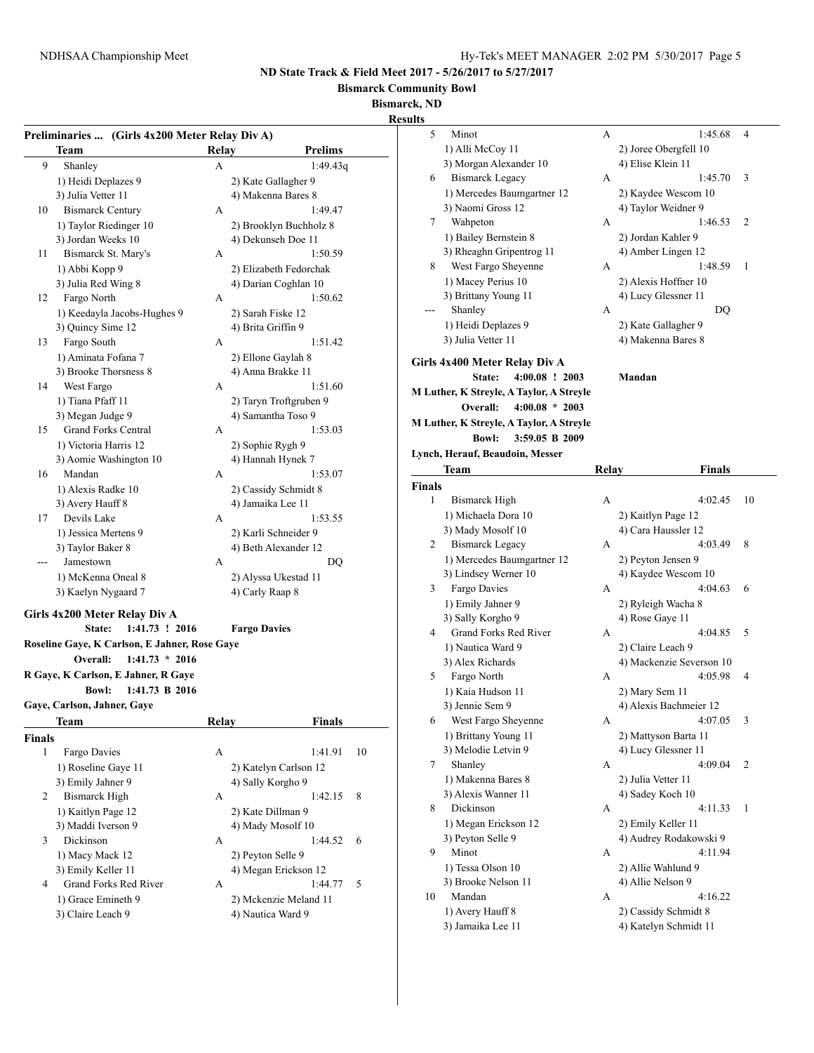**ND State Track & Field Meet 2017 - 5/26/2017 to 5/27/2017**

**Bismarck Community Bowl**

**Bismarck, ND**

**Results**

**Preliminaries ... (Girls 4x200 Meter Relay Div A)**

| | Team | Relay | Prelims |
|---|---|---|---|
| 9 | Shanley | A | 1:49.43q |
| | 1) Heidi Deplazes 9 | 2) Kate Gallagher 9 | |
| | 3) Julia Vetter 11 | 4) Makenna Bares 8 | |
| 10 | Bismarck Century | A | 1:49.47 |
| | 1) Taylor Riedinger 10 | 2) Brooklyn Buchholz 8 | |
| | 3) Jordan Weeks 10 | 4) Dekunseh Doe 11 | |
| 11 | Bismarck St. Mary's | A | 1:50.59 |
| | 1) Abbi Kopp 9 | 2) Elizabeth Fedorchak | |
| | 3) Julia Red Wing 8 | 4) Darian Coghlan 10 | |
| 12 | Fargo North | A | 1:50.62 |
| | 1) Keedayla Jacobs-Hughes 9 | 2) Sarah Fiske 12 | |
| | 3) Quincy Sime 12 | 4) Brita Griffin 9 | |
| 13 | Fargo South | A | 1:51.42 |
| | 1) Aminata Fofana 7 | 2) Ellone Gaylah 8 | |
| | 3) Brooke Thorsness 8 | 4) Anna Brakke 11 | |
| 14 | West Fargo | A | 1:51.60 |
| | 1) Tiana Pfaff 11 | 2) Taryn Troftgruben 9 | |
| | 3) Megan Judge 9 | 4) Samantha Toso 9 | |
| 15 | Grand Forks Central | A | 1:53.03 |
| | 1) Victoria Harris 12 | 2) Sophie Rygh 9 | |
| | 3) Aomie Washington 10 | 4) Hannah Hynek 7 | |
| 16 | Mandan | A | 1:53.07 |
| | 1) Alexis Radke 10 | 2) Cassidy Schmidt 8 | |
| | 3) Avery Hauff 8 | 4) Jamaika Lee 11 | |
| 17 | Devils Lake | A | 1:53.55 |
| | 1) Jessica Mertens 9 | 2) Karli Schneider 9 | |
| | 3) Taylor Baker 8 | 4) Beth Alexander 12 | |
| --- | Jamestown | A | DQ |
| | 1) McKenna Oneal 8 | 2) Alyssa Ukestad 11 | |
| | 3) Kaelyn Nygaard 7 | 4) Carly Raap 8 | |

**Girls 4x200 Meter Relay Div A**

State: 1:41.73 ! 2016 Fargo Davies
Roseline Gaye, K Carlson, E Jahner, Rose Gaye
Overall: 1:41.73 * 2016
R Gaye, K Carlson, E Jahner, R Gaye
Bowl: 1:41.73 B 2016
Gaye, Carlson, Jahner, Gaye

| | Team | Relay | Finals | |
|---|---|---|---|---|
| **Finals** | | | | |
| 1 | Fargo Davies | A | 1:41.91 | 10 |
| | 1) Roseline Gaye 11 | 2) Katelyn Carlson 12 | | |
| | 3) Emily Jahner 9 | 4) Sally Korgho 9 | | |
| 2 | Bismarck High | A | 1:42.15 | 8 |
| | 1) Kaitlyn Page 12 | 2) Kate Dillman 9 | | |
| | 3) Maddi Iverson 9 | 4) Mady Mosolf 10 | | |
| 3 | Dickinson | A | 1:44.52 | 6 |
| | 1) Macy Mack 12 | 2) Peyton Selle 9 | | |
| | 3) Emily Keller 11 | 4) Megan Erickson 12 | | |
| 4 | Grand Forks Red River | A | 1:44.77 | 5 |
| | 1) Grace Emineth 9 | 2) Mckenzie Meland 11 | | |
| | 3) Claire Leach 9 | 4) Nautica Ward 9 | | |
| 5 | Minot | A | 1:45.68 | 4 |
| | 1) Alli McCoy 11 | 2) Joree Obergfell 10 | | |
| | 3) Morgan Alexander 10 | 4) Elise Klein 11 | | |
| 6 | Bismarck Legacy | A | 1:45.70 | 3 |
| | 1) Mercedes Baumgartner 12 | 2) Kaydee Wescom 10 | | |
| | 3) Naomi Gross 12 | 4) Taylor Weidner 9 | | |
| 7 | Wahpeton | A | 1:46.53 | 2 |
| | 1) Bailey Bernstein 8 | 2) Jordan Kahler 9 | | |
| | 3) Rheaghn Gripentrog 11 | 4) Amber Lingen 12 | | |
| 8 | West Fargo Sheyenne | A | 1:48.59 | 1 |
| | 1) Macey Perius 10 | 2) Alexis Hoffner 10 | | |
| | 3) Brittany Young 11 | 4) Lucy Glessner 11 | | |
| --- | Shanley | A | DQ | |
| | 1) Heidi Deplazes 9 | 2) Kate Gallagher 9 | | |
| | 3) Julia Vetter 11 | 4) Makenna Bares 8 | | |

**Girls 4x400 Meter Relay Div A**

State: 4:00.08 ! 2003 Mandan
M Luther, K Streyle, A Taylor, A Streyle
Overall: 4:00.08 * 2003
M Luther, K Streyle, A Taylor, A Streyle
Bowl: 3:59.05 B 2009
Lynch, Herauf, Beaudoin, Messer

| | Team | Relay | Finals | |
|---|---|---|---|---|
| **Finals** | | | | |
| 1 | Bismarck High | A | 4:02.45 | 10 |
| | 1) Michaela Dora 10 | 2) Kaitlyn Page 12 | | |
| | 3) Mady Mosolf 10 | 4) Cara Haussler 12 | | |
| 2 | Bismarck Legacy | A | 4:03.49 | 8 |
| | 1) Mercedes Baumgartner 12 | 2) Peyton Jensen 9 | | |
| | 3) Lindsey Werner 10 | 4) Kaydee Wescom 10 | | |
| 3 | Fargo Davies | A | 4:04.63 | 6 |
| | 1) Emily Jahner 9 | 2) Ryleigh Wacha 8 | | |
| | 3) Sally Korgho 9 | 4) Rose Gaye 11 | | |
| 4 | Grand Forks Red River | A | 4:04.85 | 5 |
| | 1) Nautica Ward 9 | 2) Claire Leach 9 | | |
| | 3) Alex Richards | 4) Mackenzie Severson 10 | | |
| 5 | Fargo North | A | 4:05.98 | 4 |
| | 1) Kaia Hudson 11 | 2) Mary Sem 11 | | |
| | 3) Jennie Sem 9 | 4) Alexis Bachmeier 12 | | |
| 6 | West Fargo Sheyenne | A | 4:07.05 | 3 |
| | 1) Brittany Young 11 | 2) Mattyson Barta 11 | | |
| | 3) Melodie Letvin 9 | 4) Lucy Glessner 11 | | |
| 7 | Shanley | A | 4:09.04 | 2 |
| | 1) Makenna Bares 8 | 2) Julia Vetter 11 | | |
| | 3) Alexis Wanner 11 | 4) Sadey Koch 10 | | |
| 8 | Dickinson | A | 4:11.33 | 1 |
| | 1) Megan Erickson 12 | 2) Emily Keller 11 | | |
| | 3) Peyton Selle 9 | 4) Audrey Rodakowski 9 | | |
| 9 | Minot | A | 4:11.94 | |
| | 1) Tessa Olson 10 | 2) Allie Wahlund 9 | | |
| | 3) Brooke Nelson 11 | 4) Allie Nelson 9 | | |
| 10 | Mandan | A | 4:16.22 | |
| | 1) Avery Hauff 8 | 2) Cassidy Schmidt 8 | | |
| | 3) Jamaika Lee 11 | 4) Katelyn Schmidt 11 | | |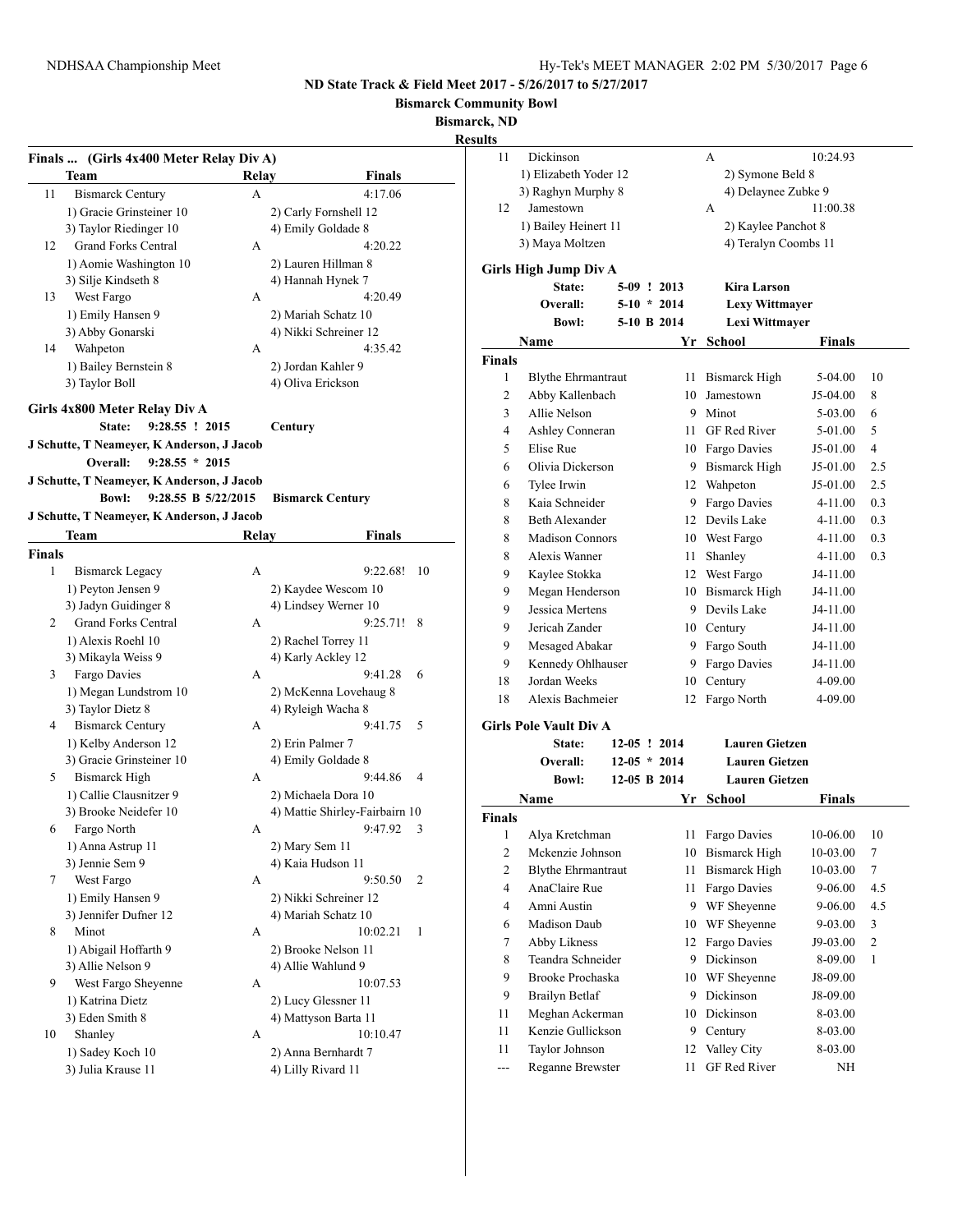ND State Track & Field Meet 2017 - 5/26/2017 to 5/27/2017

Bismarck Community Bowl

Bismarck, ND

Results

## Finals ... (Girls 4x400 Meter Relay Div A)

| | Team | Relay | Finals | |
|---|---|---|---|---|
| 11 | Bismarck Century | A | 4:17.06 | |
| | 1) Gracie Grinsteiner 10 | 2) Carly Fornshell 12 | | |
| | 3) Taylor Riedinger 10 | 4) Emily Goldade 8 | | |
| 12 | Grand Forks Central | A | 4:20.22 | |
| | 1) Aomie Washington 10 | 2) Lauren Hillman 8 | | |
| | 3) Silje Kindseth 8 | 4) Hannah Hynek 7 | | |
| 13 | West Fargo | A | 4:20.49 | |
| | 1) Emily Hansen 9 | 2) Mariah Schatz 10 | | |
| | 3) Abby Gonarski | 4) Nikki Schreiner 12 | | |
| 14 | Wahpeton | A | 4:35.42 | |
| | 1) Bailey Bernstein 8 | 2) Jordan Kahler 9 | | |
| | 3) Taylor Boll | 4) Oliva Erickson | | |

## Girls 4x800 Meter Relay Div A

State: 9:28.55 ! 2015 Century
J Schutte, T Neameyer, K Anderson, J Jacob

Overall: 9:28.55 * 2015
J Schutte, T Neameyer, K Anderson, J Jacob

Bowl: 9:28.55 B 5/22/2015 Bismarck Century
J Schutte, T Neameyer, K Anderson, J Jacob

| | Team | Relay | Finals | |
|---|---|---|---|---|
| **Finals** | | | | |
| 1 | Bismarck Legacy | A | 9:22.68! | 10 |
| | 1) Peyton Jensen 9 | 2) Kaydee Wescom 10 | | |
| | 3) Jadyn Guidinger 8 | 4) Lindsey Werner 10 | | |
| 2 | Grand Forks Central | A | 9:25.71! | 8 |
| | 1) Alexis Roehl 10 | 2) Rachel Torrey 11 | | |
| | 3) Mikayla Weiss 9 | 4) Karly Ackley 12 | | |
| 3 | Fargo Davies | A | 9:41.28 | 6 |
| | 1) Megan Lundstrom 10 | 2) McKenna Lovehaug 8 | | |
| | 3) Taylor Dietz 8 | 4) Ryleigh Wacha 8 | | |
| 4 | Bismarck Century | A | 9:41.75 | 5 |
| | 1) Kelby Anderson 12 | 2) Erin Palmer 7 | | |
| | 3) Gracie Grinsteiner 10 | 4) Emily Goldade 8 | | |
| 5 | Bismarck High | A | 9:44.86 | 4 |
| | 1) Callie Clausnitzer 9 | 2) Michaela Dora 10 | | |
| | 3) Brooke Neidefer 10 | 4) Mattie Shirley-Fairbairn 10 | | |
| 6 | Fargo North | A | 9:47.92 | 3 |
| | 1) Anna Astrup 11 | 2) Mary Sem 11 | | |
| | 3) Jennie Sem 9 | 4) Kaia Hudson 11 | | |
| 7 | West Fargo | A | 9:50.50 | 2 |
| | 1) Emily Hansen 9 | 2) Nikki Schreiner 12 | | |
| | 3) Jennifer Dufner 12 | 4) Mariah Schatz 10 | | |
| 8 | Minot | A | 10:02.21 | 1 |
| | 1) Abigail Hoffarth 9 | 2) Brooke Nelson 11 | | |
| | 3) Allie Nelson 9 | 4) Allie Wahlund 9 | | |
| 9 | West Fargo Sheyenne | A | 10:07.53 | |
| | 1) Katrina Dietz | 2) Lucy Glessner 11 | | |
| | 3) Eden Smith 8 | 4) Mattyson Barta 11 | | |
| 10 | Shanley | A | 10:10.47 | |
| | 1) Sadey Koch 10 | 2) Anna Bernhardt 7 | | |
| | 3) Julia Krause 11 | 4) Lilly Rivard 11 | | |
| 11 | Dickinson | A | 10:24.93 | |
| | 1) Elizabeth Yoder 12 | 2) Symone Beld 8 | | |
| | 3) Raghyn Murphy 8 | 4) Delaynee Zubke 9 | | |
| 12 | Jamestown | A | 11:00.38 | |
| | 1) Bailey Heinert 11 | 2) Kaylee Panchot 8 | | |
| | 3) Maya Moltzen | 4) Teralyn Coombs 11 | | |

## Girls High Jump Div A

State: 5-09 ! 2013 Kira Larson
Overall: 5-10 * 2014 Lexy Wittmayer
Bowl: 5-10 B 2014 Lexi Wittmayer

| | Name | Yr | School | Finals | |
|---|---|---|---|---|---|
| **Finals** | | | | | |
| 1 | Blythe Ehrmantraut | 11 | Bismarck High | 5-04.00 | 10 |
| 2 | Abby Kallenbach | 10 | Jamestown | J5-04.00 | 8 |
| 3 | Allie Nelson | 9 | Minot | 5-03.00 | 6 |
| 4 | Ashley Conneran | 11 | GF Red River | 5-01.00 | 5 |
| 5 | Elise Rue | 10 | Fargo Davies | J5-01.00 | 4 |
| 6 | Olivia Dickerson | 9 | Bismarck High | J5-01.00 | 2.5 |
| 6 | Tylee Irwin | 12 | Wahpeton | J5-01.00 | 2.5 |
| 8 | Kaia Schneider | 9 | Fargo Davies | 4-11.00 | 0.3 |
| 8 | Beth Alexander | 12 | Devils Lake | 4-11.00 | 0.3 |
| 8 | Madison Connors | 10 | West Fargo | 4-11.00 | 0.3 |
| 8 | Alexis Wanner | 11 | Shanley | 4-11.00 | 0.3 |
| 9 | Kaylee Stokka | 12 | West Fargo | J4-11.00 | |
| 9 | Megan Henderson | 10 | Bismarck High | J4-11.00 | |
| 9 | Jessica Mertens | 9 | Devils Lake | J4-11.00 | |
| 9 | Jericah Zander | 10 | Century | J4-11.00 | |
| 9 | Mesaged Abakar | 9 | Fargo South | J4-11.00 | |
| 9 | Kennedy Ohlhauser | 9 | Fargo Davies | J4-11.00 | |
| 18 | Jordan Weeks | 10 | Century | 4-09.00 | |
| 18 | Alexis Bachmeier | 12 | Fargo North | 4-09.00 | |

## Girls Pole Vault Div A

State: 12-05 ! 2014 Lauren Gietzen
Overall: 12-05 * 2014 Lauren Gietzen
Bowl: 12-05 B 2014 Lauren Gietzen

| | Name | Yr | School | Finals | |
|---|---|---|---|---|---|
| **Finals** | | | | | |
| 1 | Alya Kretchman | 11 | Fargo Davies | 10-06.00 | 10 |
| 2 | Mckenzie Johnson | 10 | Bismarck High | 10-03.00 | 7 |
| 2 | Blythe Ehrmantraut | 11 | Bismarck High | 10-03.00 | 7 |
| 4 | AnaClaire Rue | 11 | Fargo Davies | 9-06.00 | 4.5 |
| 4 | Amni Austin | 9 | WF Sheyenne | 9-06.00 | 4.5 |
| 6 | Madison Daub | 10 | WF Sheyenne | 9-03.00 | 3 |
| 7 | Abby Likness | 12 | Fargo Davies | J9-03.00 | 2 |
| 8 | Teandra Schneider | 9 | Dickinson | 8-09.00 | 1 |
| 9 | Brooke Prochaska | 10 | WF Sheyenne | J8-09.00 | |
| 9 | Brailyn Betlaf | 9 | Dickinson | J8-09.00 | |
| 11 | Meghan Ackerman | 10 | Dickinson | 8-03.00 | |
| 11 | Kenzie Gullickson | 9 | Century | 8-03.00 | |
| 11 | Taylor Johnson | 12 | Valley City | 8-03.00 | |
| --- | Reganne Brewster | 11 | GF Red River | NH | |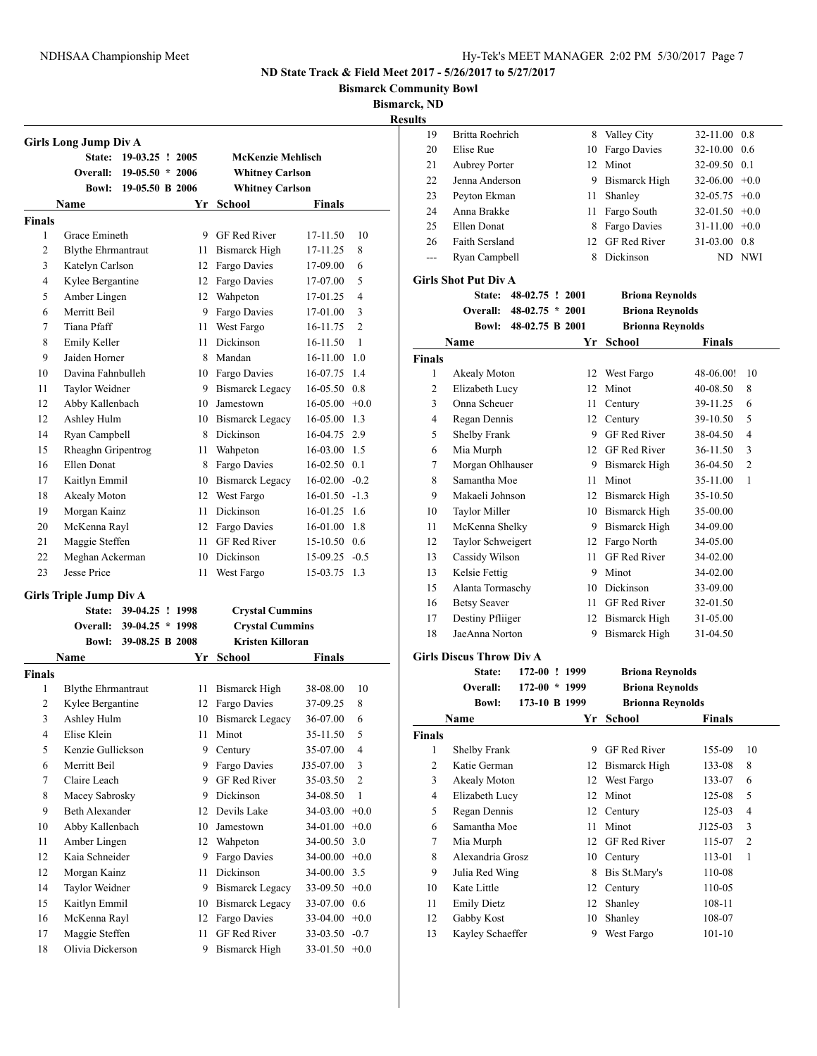## ND State Track & Field Meet 2017 - 5/26/2017 to 5/27/2017

**Bismarck Community Bowl**

**Bismarck, ND**

**Results**

### Girls Long Jump Div A

| | | | |
|---|---|---|---|
| State: | 19-03.25 ! | 2005 | McKenzie Mehlisch |
| Overall: | 19-05.50 * | 2006 | Whitney Carlson |
| Bowl: | 19-05.50 B | 2006 | Whitney Carlson |

**Finals**

| | Name | Yr | School | Finals | |
|---|---|---|---|---|---|
| 1 | Grace Emineth | 9 | GF Red River | 17-11.50 | 10 |
| 2 | Blythe Ehrmantraut | 11 | Bismarck High | 17-11.25 | 8 |
| 3 | Katelyn Carlson | 12 | Fargo Davies | 17-09.00 | 6 |
| 4 | Kylee Bergantine | 12 | Fargo Davies | 17-07.00 | 5 |
| 5 | Amber Lingen | 12 | Wahpeton | 17-01.25 | 4 |
| 6 | Merritt Beil | 9 | Fargo Davies | 17-01.00 | 3 |
| 7 | Tiana Pfaff | 11 | West Fargo | 16-11.75 | 2 |
| 8 | Emily Keller | 11 | Dickinson | 16-11.50 | 1 |
| 9 | Jaiden Horner | 8 | Mandan | 16-11.00 | 1.0 |
| 10 | Davina Fahnbulleh | 10 | Fargo Davies | 16-07.75 | 1.4 |
| 11 | Taylor Weidner | 9 | Bismarck Legacy | 16-05.50 | 0.8 |
| 12 | Abby Kallenbach | 10 | Jamestown | 16-05.00 | +0.0 |
| 12 | Ashley Hulm | 10 | Bismarck Legacy | 16-05.00 | 1.3 |
| 14 | Ryan Campbell | 8 | Dickinson | 16-04.75 | 2.9 |
| 15 | Rheaghn Gripentrog | 11 | Wahpeton | 16-03.00 | 1.5 |
| 16 | Ellen Donat | 8 | Fargo Davies | 16-02.50 | 0.1 |
| 17 | Kaitlyn Emmil | 10 | Bismarck Legacy | 16-02.00 | -0.2 |
| 18 | Akealy Moton | 12 | West Fargo | 16-01.50 | -1.3 |
| 19 | Morgan Kainz | 11 | Dickinson | 16-01.25 | 1.6 |
| 20 | McKenna Rayl | 12 | Fargo Davies | 16-01.00 | 1.8 |
| 21 | Maggie Steffen | 11 | GF Red River | 15-10.50 | 0.6 |
| 22 | Meghan Ackerman | 10 | Dickinson | 15-09.25 | -0.5 |
| 23 | Jesse Price | 11 | West Fargo | 15-03.75 | 1.3 |

### Girls Triple Jump Div A

| | | | |
|---|---|---|---|
| State: | 39-04.25 ! | 1998 | Crystal Cummins |
| Overall: | 39-04.25 * | 1998 | Crystal Cummins |
| Bowl: | 39-08.25 B | 2008 | Kristen Killoran |

**Finals**

| | Name | Yr | School | Finals | |
|---|---|---|---|---|---|
| 1 | Blythe Ehrmantraut | 11 | Bismarck High | 38-08.00 | 10 |
| 2 | Kylee Bergantine | 12 | Fargo Davies | 37-09.25 | 8 |
| 3 | Ashley Hulm | 10 | Bismarck Legacy | 36-07.00 | 6 |
| 4 | Elise Klein | 11 | Minot | 35-11.50 | 5 |
| 5 | Kenzie Gullickson | 9 | Century | 35-07.00 | 4 |
| 6 | Merritt Beil | 9 | Fargo Davies | J35-07.00 | 3 |
| 7 | Claire Leach | 9 | GF Red River | 35-03.50 | 2 |
| 8 | Macey Sabrosky | 9 | Dickinson | 34-08.50 | 1 |
| 9 | Beth Alexander | 12 | Devils Lake | 34-03.00 | +0.0 |
| 10 | Abby Kallenbach | 10 | Jamestown | 34-01.00 | +0.0 |
| 11 | Amber Lingen | 12 | Wahpeton | 34-00.50 | 3.0 |
| 12 | Kaia Schneider | 9 | Fargo Davies | 34-00.00 | +0.0 |
| 12 | Morgan Kainz | 11 | Dickinson | 34-00.00 | 3.5 |
| 14 | Taylor Weidner | 9 | Bismarck Legacy | 33-09.50 | +0.0 |
| 15 | Kaitlyn Emmil | 10 | Bismarck Legacy | 33-07.00 | 0.6 |
| 16 | McKenna Rayl | 12 | Fargo Davies | 33-04.00 | +0.0 |
| 17 | Maggie Steffen | 11 | GF Red River | 33-03.50 | -0.7 |
| 18 | Olivia Dickerson | 9 | Bismarck High | 33-01.50 | +0.0 |
| 19 | Britta Roehrich | 8 | Valley City | 32-11.00 | 0.8 |
| 20 | Elise Rue | 10 | Fargo Davies | 32-10.00 | 0.6 |
| 21 | Aubrey Porter | 12 | Minot | 32-09.50 | 0.1 |
| 22 | Jenna Anderson | 9 | Bismarck High | 32-06.00 | +0.0 |
| 23 | Peyton Ekman | 11 | Shanley | 32-05.75 | +0.0 |
| 24 | Anna Brakke | 11 | Fargo South | 32-01.50 | +0.0 |
| 25 | Ellen Donat | 8 | Fargo Davies | 31-11.00 | +0.0 |
| 26 | Faith Sersland | 12 | GF Red River | 31-03.00 | 0.8 |
| --- | Ryan Campbell | 8 | Dickinson | ND | NWI |

### Girls Shot Put Div A

| | | | |
|---|---|---|---|
| State: | 48-02.75 ! | 2001 | Briona Reynolds |
| Overall: | 48-02.75 * | 2001 | Briona Reynolds |
| Bowl: | 48-02.75 B | 2001 | Brionna Reynolds |

**Finals**

| | Name | Yr | School | Finals | |
|---|---|---|---|---|---|
| 1 | Akealy Moton | 12 | West Fargo | 48-06.00! | 10 |
| 2 | Elizabeth Lucy | 12 | Minot | 40-08.50 | 8 |
| 3 | Onna Scheuer | 11 | Century | 39-11.25 | 6 |
| 4 | Regan Dennis | 12 | Century | 39-10.50 | 5 |
| 5 | Shelby Frank | 9 | GF Red River | 38-04.50 | 4 |
| 6 | Mia Murph | 12 | GF Red River | 36-11.50 | 3 |
| 7 | Morgan Ohlhauser | 9 | Bismarck High | 36-04.50 | 2 |
| 8 | Samantha Moe | 11 | Minot | 35-11.00 | 1 |
| 9 | Makaeli Johnson | 12 | Bismarck High | 35-10.50 | |
| 10 | Taylor Miller | 10 | Bismarck High | 35-00.00 | |
| 11 | McKenna Shelky | 9 | Bismarck High | 34-09.00 | |
| 12 | Taylor Schweigert | 12 | Fargo North | 34-05.00 | |
| 13 | Cassidy Wilson | 11 | GF Red River | 34-02.00 | |
| 13 | Kelsie Fettig | 9 | Minot | 34-02.00 | |
| 15 | Alanta Tormaschy | 10 | Dickinson | 33-09.00 | |
| 16 | Betsy Seaver | 11 | GF Red River | 32-01.50 | |
| 17 | Destiny Pfliiger | 12 | Bismarck High | 31-05.00 | |
| 18 | JaeAnna Norton | 9 | Bismarck High | 31-04.50 | |

### Girls Discus Throw Div A

| | | | |
|---|---|---|---|
| State: | 172-00 ! | 1999 | Briona Reynolds |
| Overall: | 172-00 * | 1999 | Briona Reynolds |
| Bowl: | 173-10 B | 1999 | Brionna Reynolds |

**Finals**

| | Name | Yr | School | Finals | |
|---|---|---|---|---|---|
| 1 | Shelby Frank | 9 | GF Red River | 155-09 | 10 |
| 2 | Katie German | 12 | Bismarck High | 133-08 | 8 |
| 3 | Akealy Moton | 12 | West Fargo | 133-07 | 6 |
| 4 | Elizabeth Lucy | 12 | Minot | 125-08 | 5 |
| 5 | Regan Dennis | 12 | Century | 125-03 | 4 |
| 6 | Samantha Moe | 11 | Minot | J125-03 | 3 |
| 7 | Mia Murph | 12 | GF Red River | 115-07 | 2 |
| 8 | Alexandria Grosz | 10 | Century | 113-01 | 1 |
| 9 | Julia Red Wing | 8 | Bis St.Mary's | 110-08 | |
| 10 | Kate Little | 12 | Century | 110-05 | |
| 11 | Emily Dietz | 12 | Shanley | 108-11 | |
| 12 | Gabby Kost | 10 | Shanley | 108-07 | |
| 13 | Kayley Schaeffer | 9 | West Fargo | 101-10 | |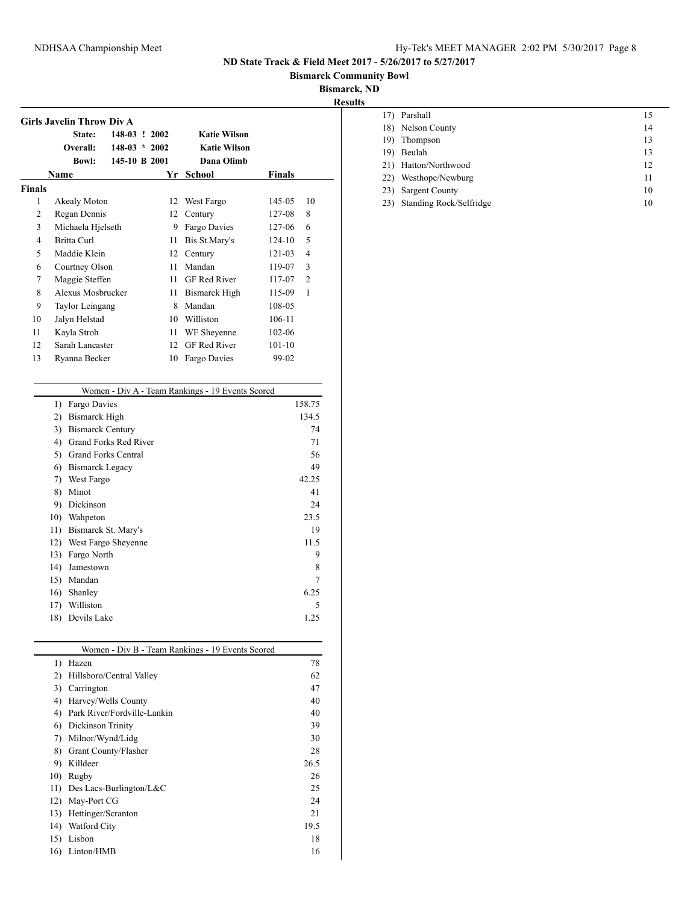**ND State Track & Field Meet 2017 - 5/26/2017 to 5/27/2017**

**Bismarck Community Bowl**

**Bismarck, ND**

**Results**

### Girls Javelin Throw Div A

| | | | |
|---|---|---|---|
| State: | 148-03 ! 2002 | Katie Wilson | |
| Overall: | 148-03 * 2002 | Katie Wilson | |
| Bowl: | 145-10 B 2001 | Dana Olimb | |

| | Name | Yr | School | Finals | |
|---|---|---|---|---|---|
| **Finals** | | | | | |
| 1 | Akealy Moton | 12 | West Fargo | 145-05 | 10 |
| 2 | Regan Dennis | 12 | Century | 127-08 | 8 |
| 3 | Michaela Hjelseth | 9 | Fargo Davies | 127-06 | 6 |
| 4 | Britta Curl | 11 | Bis St.Mary's | 124-10 | 5 |
| 5 | Maddie Klein | 12 | Century | 121-03 | 4 |
| 6 | Courtney Olson | 11 | Mandan | 119-07 | 3 |
| 7 | Maggie Steffen | 11 | GF Red River | 117-07 | 2 |
| 8 | Alexus Mosbrucker | 11 | Bismarck High | 115-09 | 1 |
| 9 | Taylor Leingang | 8 | Mandan | 108-05 | |
| 10 | Jalyn Helstad | 10 | Williston | 106-11 | |
| 11 | Kayla Stroh | 11 | WF Sheyenne | 102-06 | |
| 12 | Sarah Lancaster | 12 | GF Red River | 101-10 | |
| 13 | Ryanna Becker | 10 | Fargo Davies | 99-02 | |

### Women - Div A - Team Rankings - 19 Events Scored

| Rank | Team | Points |
|---|---|---|
| 1) | Fargo Davies | 158.75 |
| 2) | Bismarck High | 134.5 |
| 3) | Bismarck Century | 74 |
| 4) | Grand Forks Red River | 71 |
| 5) | Grand Forks Central | 56 |
| 6) | Bismarck Legacy | 49 |
| 7) | West Fargo | 42.25 |
| 8) | Minot | 41 |
| 9) | Dickinson | 24 |
| 10) | Wahpeton | 23.5 |
| 11) | Bismarck St. Mary's | 19 |
| 12) | West Fargo Sheyenne | 11.5 |
| 13) | Fargo North | 9 |
| 14) | Jamestown | 8 |
| 15) | Mandan | 7 |
| 16) | Shanley | 6.25 |
| 17) | Williston | 5 |
| 18) | Devils Lake | 1.25 |

### Women - Div B - Team Rankings - 19 Events Scored

| Rank | Team | Points |
|---|---|---|
| 1) | Hazen | 78 |
| 2) | Hillsboro/Central Valley | 62 |
| 3) | Carrington | 47 |
| 4) | Harvey/Wells County | 40 |
| 4) | Park River/Fordville-Lankin | 40 |
| 6) | Dickinson Trinity | 39 |
| 7) | Milnor/Wynd/Lidg | 30 |
| 8) | Grant County/Flasher | 28 |
| 9) | Killdeer | 26.5 |
| 10) | Rugby | 26 |
| 11) | Des Lacs-Burlington/L&C | 25 |
| 12) | May-Port CG | 24 |
| 13) | Hettinger/Scranton | 21 |
| 14) | Watford City | 19.5 |
| 15) | Lisbon | 18 |
| 16) | Linton/HMB | 16 |
| 17) | Parshall | 15 |
| 18) | Nelson County | 14 |
| 19) | Thompson | 13 |
| 19) | Beulah | 13 |
| 21) | Hatton/Northwood | 12 |
| 22) | Westhope/Newburg | 11 |
| 23) | Sargent County | 10 |
| 23) | Standing Rock/Selfridge | 10 |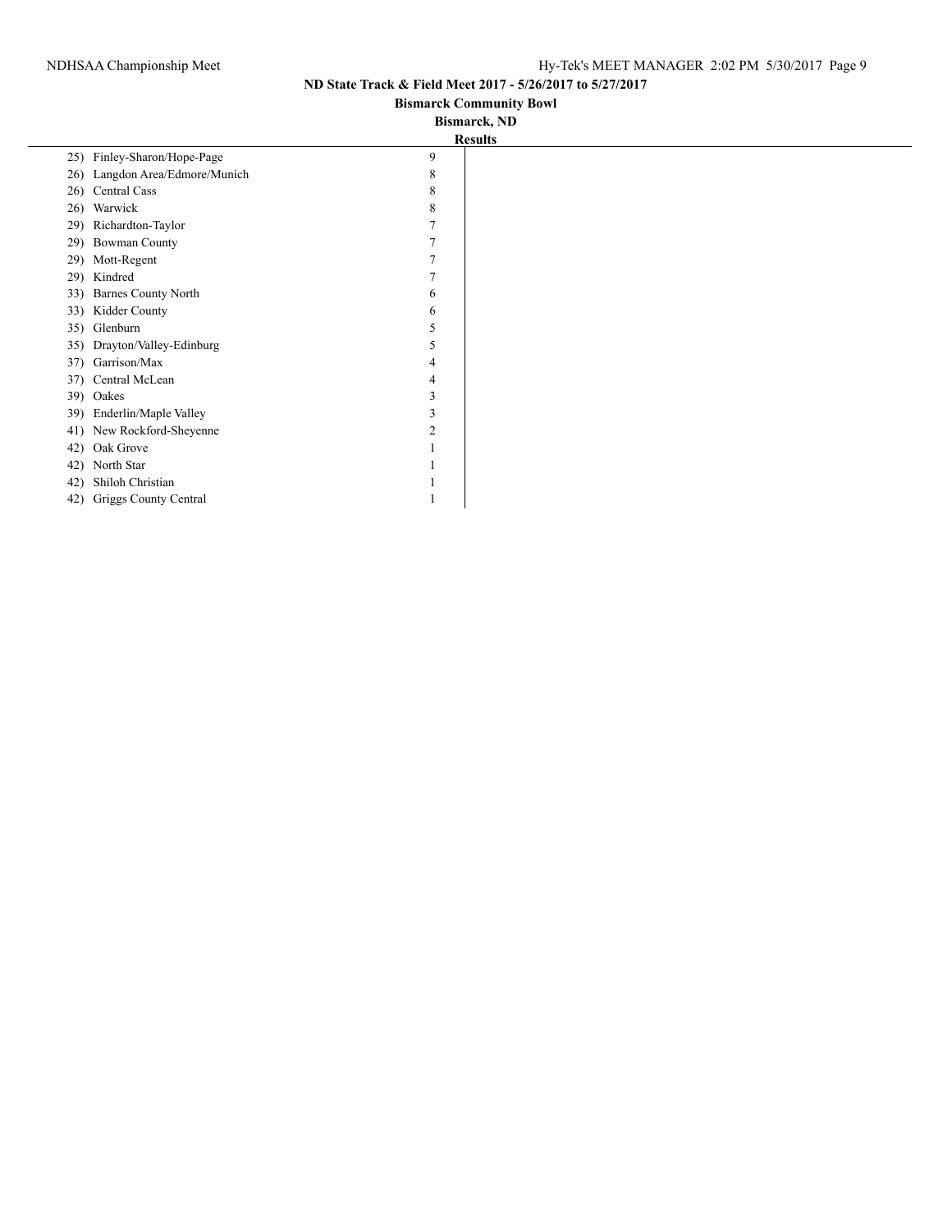**ND State Track & Field Meet 2017 - 5/26/2017 to 5/27/2017**

**Bismarck Community Bowl**

**Bismarck, ND**

**Results**

| | | |
|---|---|---|
| 25) | Finley-Sharon/Hope-Page | 9 |
| 26) | Langdon Area/Edmore/Munich | 8 |
| 26) | Central Cass | 8 |
| 26) | Warwick | 8 |
| 29) | Richardton-Taylor | 7 |
| 29) | Bowman County | 7 |
| 29) | Mott-Regent | 7 |
| 29) | Kindred | 7 |
| 33) | Barnes County North | 6 |
| 33) | Kidder County | 6 |
| 35) | Glenburn | 5 |
| 35) | Drayton/Valley-Edinburg | 5 |
| 37) | Garrison/Max | 4 |
| 37) | Central McLean | 4 |
| 39) | Oakes | 3 |
| 39) | Enderlin/Maple Valley | 3 |
| 41) | New Rockford-Sheyenne | 2 |
| 42) | Oak Grove | 1 |
| 42) | North Star | 1 |
| 42) | Shiloh Christian | 1 |
| 42) | Griggs County Central | 1 |